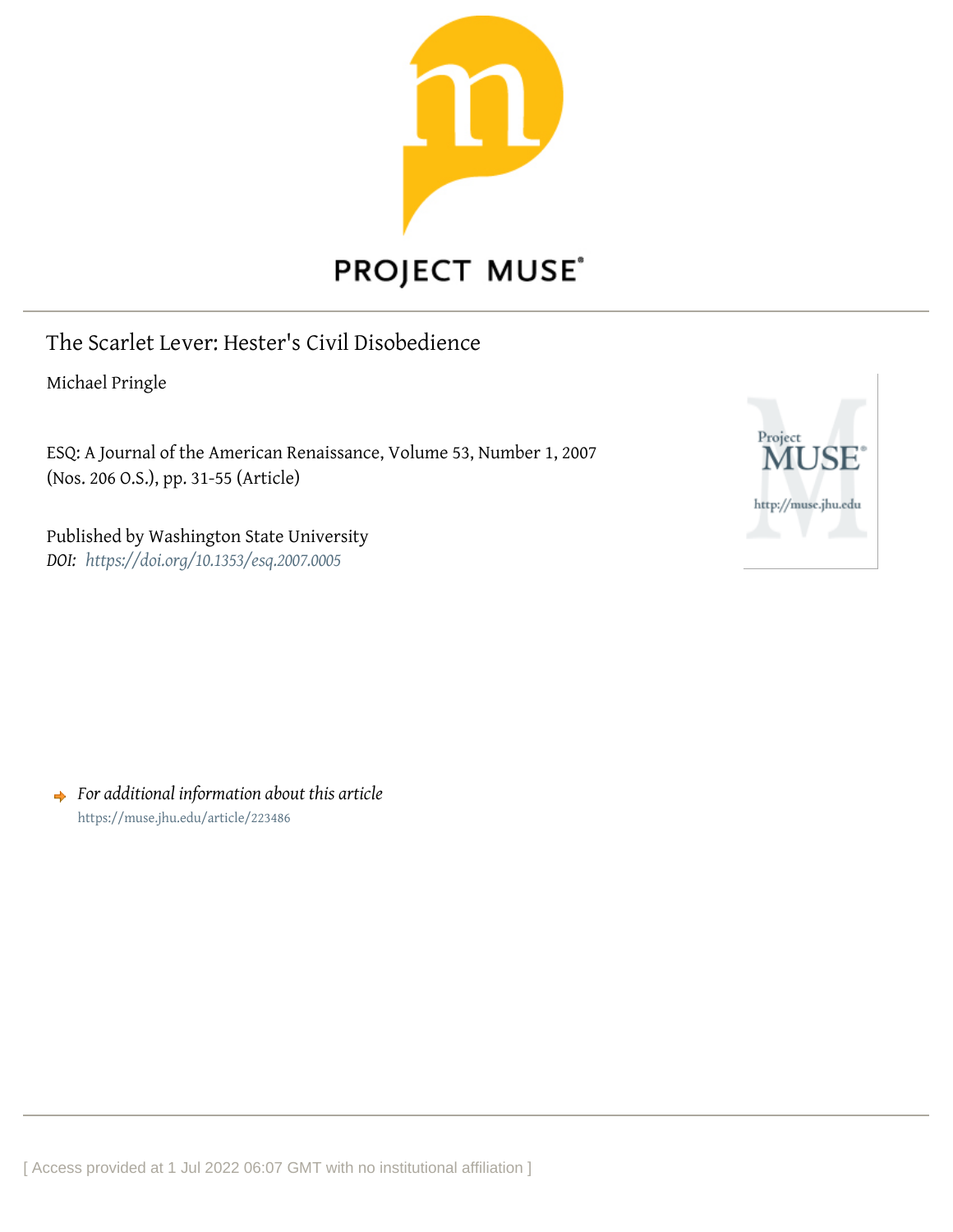# The Scarlet Lever: Hester's Civil Disobedience

Michael Pringle

ESQ: A Journal of the American Renaissance, Volume 53, Number 1, 2007 (Nos. 206 O.S.), pp. 31-55 (Article)

Published by Washington State University

*DOI:* *https://doi.org/10.1353/esq.2007.0005*

*For additional information about this article*

https://muse.jhu.edu/article/223486

[ Access provided at 1 Jul 2022 06:07 GMT with no institutional affiliation ]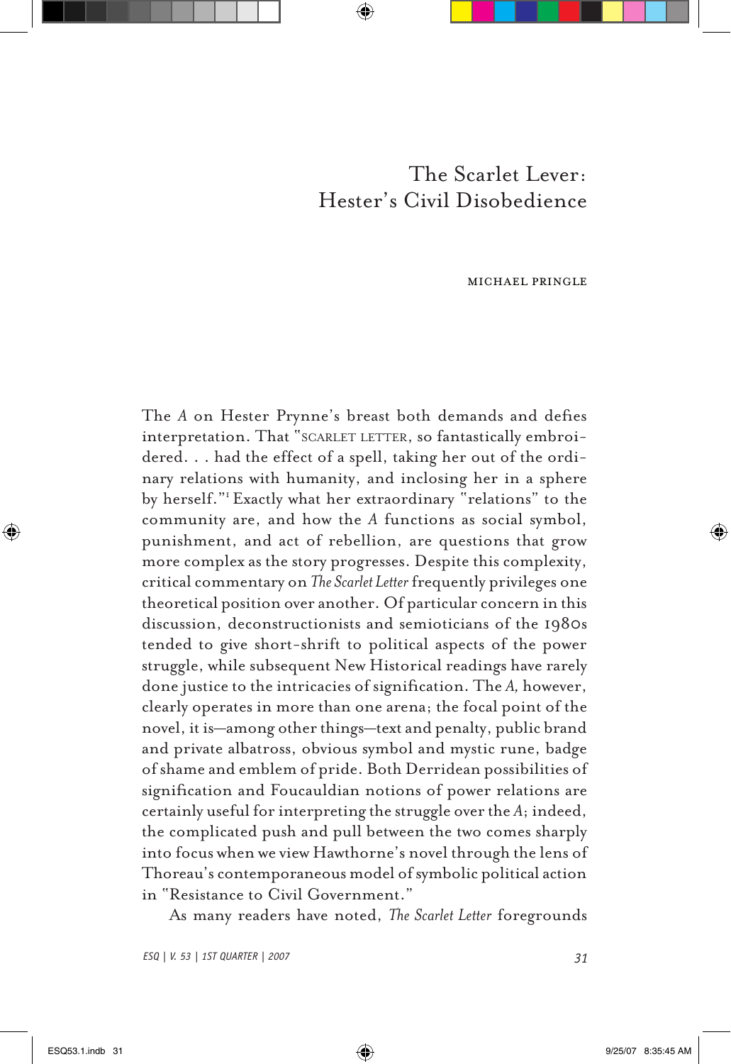# The Scarlet Lever: Hester's Civil Disobedience

MICHAEL PRINGLE

The *A* on Hester Prynne's breast both demands and defies interpretation. That "SCARLET LETTER, so fantastically embroidered. . . had the effect of a spell, taking her out of the ordinary relations with humanity, and inclosing her in a sphere by herself."[1] Exactly what her extraordinary "relations" to the community are, and how the *A* functions as social symbol, punishment, and act of rebellion, are questions that grow more complex as the story progresses. Despite this complexity, critical commentary on *The Scarlet Letter* frequently privileges one theoretical position over another. Of particular concern in this discussion, deconstructionists and semioticians of the 1980s tended to give short-shrift to political aspects of the power struggle, while subsequent New Historical readings have rarely done justice to the intricacies of signification. The *A,* however, clearly operates in more than one arena; the focal point of the novel, it is—among other things—text and penalty, public brand and private albatross, obvious symbol and mystic rune, badge of shame and emblem of pride. Both Derridean possibilities of signification and Foucauldian notions of power relations are certainly useful for interpreting the struggle over the *A*; indeed, the complicated push and pull between the two comes sharply into focus when we view Hawthorne's novel through the lens of Thoreau's contemporaneous model of symbolic political action in "Resistance to Civil Government."

As many readers have noted, *The Scarlet Letter* foregrounds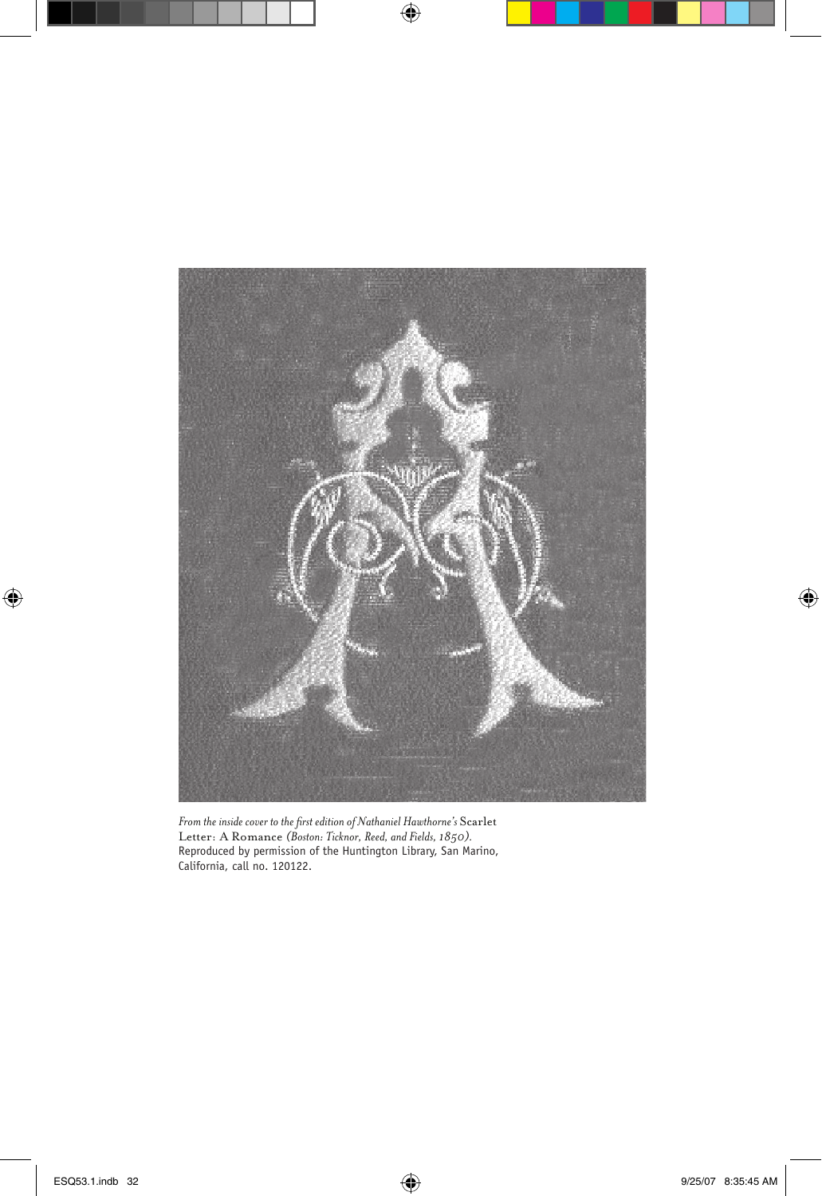*From the inside cover to the first edition of Nathaniel Hawthorne's* Scarlet Letter: A Romance *(Boston: Ticknor, Reed, and Fields, 1850).* Reproduced by permission of the Huntington Library, San Marino, California, call no. 120122.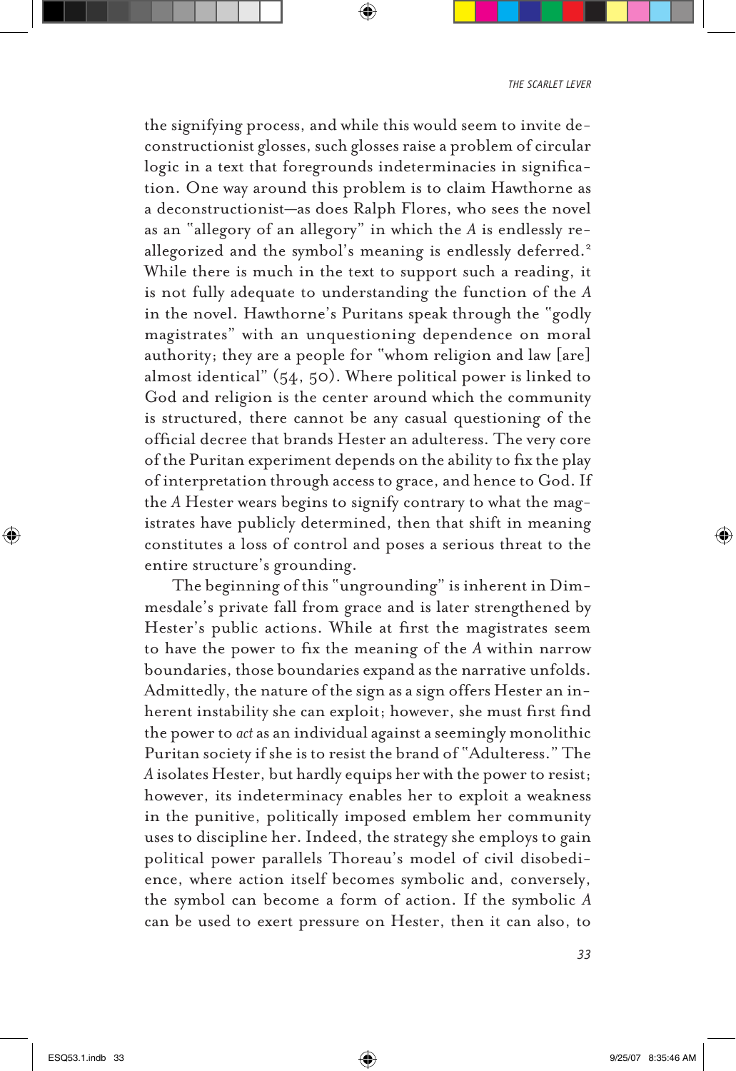the signifying process, and while this would seem to invite deconstructionist glosses, such glosses raise a problem of circular logic in a text that foregrounds indeterminacies in signification. One way around this problem is to claim Hawthorne as a deconstructionist—as does Ralph Flores, who sees the novel as an "allegory of an allegory" in which the *A* is endlessly re-allegorized and the symbol's meaning is endlessly deferred.[2] While there is much in the text to support such a reading, it is not fully adequate to understanding the function of the *A* in the novel. Hawthorne's Puritans speak through the "godly magistrates" with an unquestioning dependence on moral authority; they are a people for "whom religion and law [are] almost identical" (54, 50). Where political power is linked to God and religion is the center around which the community is structured, there cannot be any casual questioning of the official decree that brands Hester an adulteress. The very core of the Puritan experiment depends on the ability to fix the play of interpretation through access to grace, and hence to God. If the *A* Hester wears begins to signify contrary to what the magistrates have publicly determined, then that shift in meaning constitutes a loss of control and poses a serious threat to the entire structure's grounding.

The beginning of this "ungrounding" is inherent in Dimmesdale's private fall from grace and is later strengthened by Hester's public actions. While at first the magistrates seem to have the power to fix the meaning of the *A* within narrow boundaries, those boundaries expand as the narrative unfolds. Admittedly, the nature of the sign as a sign offers Hester an inherent instability she can exploit; however, she must first find the power to *act* as an individual against a seemingly monolithic Puritan society if she is to resist the brand of "Adulteress." The *A* isolates Hester, but hardly equips her with the power to resist; however, its indeterminacy enables her to exploit a weakness in the punitive, politically imposed emblem her community uses to discipline her. Indeed, the strategy she employs to gain political power parallels Thoreau's model of civil disobedience, where action itself becomes symbolic and, conversely, the symbol can become a form of action. If the symbolic *A* can be used to exert pressure on Hester, then it can also, to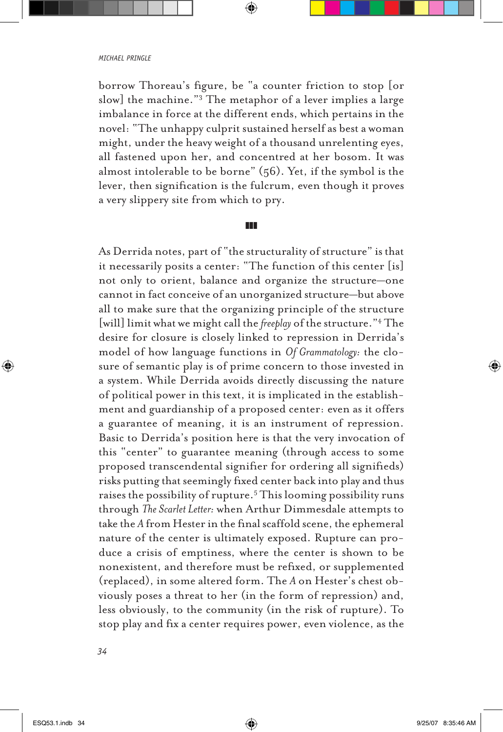borrow Thoreau's figure, be "a counter friction to stop [or slow] the machine."[3] The metaphor of a lever implies a large imbalance in force at the different ends, which pertains in the novel: "The unhappy culprit sustained herself as best a woman might, under the heavy weight of a thousand unrelenting eyes, all fastened upon her, and concentred at her bosom. It was almost intolerable to be borne" (56). Yet, if the symbol is the lever, then signification is the fulcrum, even though it proves a very slippery site from which to pry.

■■■

As Derrida notes, part of "the structurality of structure" is that it necessarily posits a center: "The function of this center [is] not only to orient, balance and organize the structure—one cannot in fact conceive of an unorganized structure—but above all to make sure that the organizing principle of the structure [will] limit what we might call the *freeplay* of the structure."[4] The desire for closure is closely linked to repression in Derrida's model of how language functions in *Of Grammatology*: the closure of semantic play is of prime concern to those invested in a system. While Derrida avoids directly discussing the nature of political power in this text, it is implicated in the establishment and guardianship of a proposed center: even as it offers a guarantee of meaning, it is an instrument of repression. Basic to Derrida's position here is that the very invocation of this "center" to guarantee meaning (through access to some proposed transcendental signifier for ordering all signifieds) risks putting that seemingly fixed center back into play and thus raises the possibility of rupture.[5] This looming possibility runs through *The Scarlet Letter*: when Arthur Dimmesdale attempts to take the *A* from Hester in the final scaffold scene, the ephemeral nature of the center is ultimately exposed. Rupture can produce a crisis of emptiness, where the center is shown to be nonexistent, and therefore must be refixed, or supplemented (replaced), in some altered form. The *A* on Hester's chest obviously poses a threat to her (in the form of repression) and, less obviously, to the community (in the risk of rupture). To stop play and fix a center requires power, even violence, as the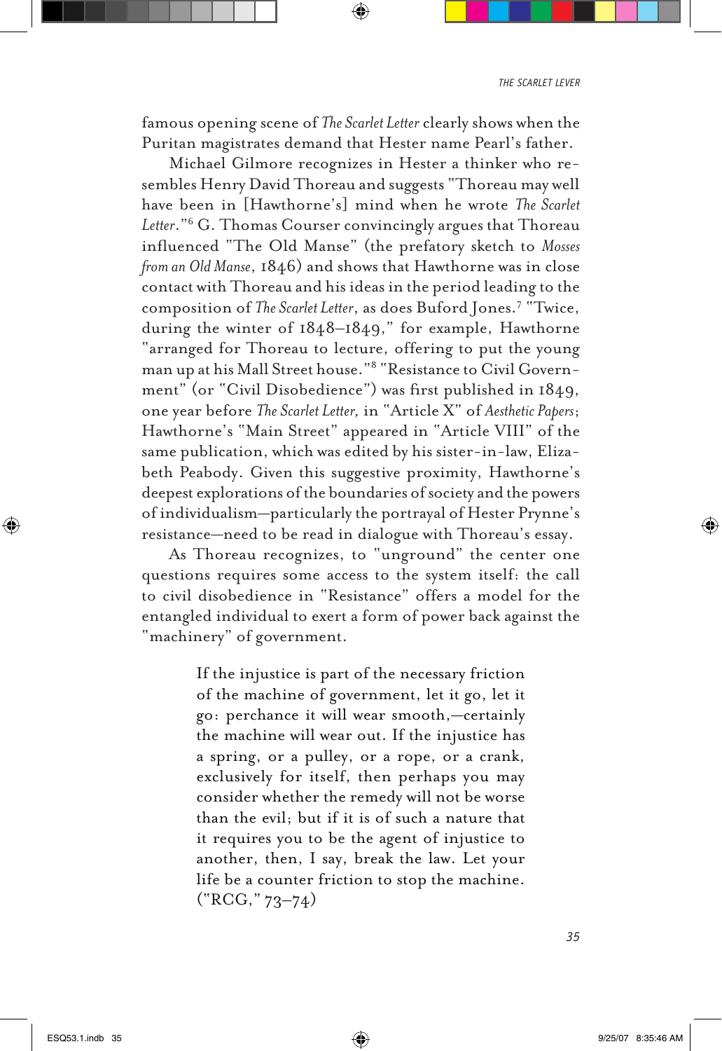famous opening scene of *The Scarlet Letter* clearly shows when the Puritan magistrates demand that Hester name Pearl's father.

Michael Gilmore recognizes in Hester a thinker who resembles Henry David Thoreau and suggests "Thoreau may well have been in [Hawthorne's] mind when he wrote *The Scarlet Letter*."[6] G. Thomas Couser convincingly argues that Thoreau influenced "The Old Manse" (the prefatory sketch to *Mosses from an Old Manse*, 1846) and shows that Hawthorne was in close contact with Thoreau and his ideas in the period leading to the composition of *The Scarlet Letter*, as does Buford Jones.[7] "Twice, during the winter of 1848–1849," for example, Hawthorne "arranged for Thoreau to lecture, offering to put the young man up at his Mall Street house."[8] "Resistance to Civil Government" (or "Civil Disobedience") was first published in 1849, one year before *The Scarlet Letter,* in "Article X" of *Aesthetic Papers*; Hawthorne's "Main Street" appeared in "Article VIII" of the same publication, which was edited by his sister-in-law, Elizabeth Peabody. Given this suggestive proximity, Hawthorne's deepest explorations of the boundaries of society and the powers of individualism—particularly the portrayal of Hester Prynne's resistance—need to be read in dialogue with Thoreau's essay.

As Thoreau recognizes, to "unground" the center one questions requires some access to the system itself: the call to civil disobedience in "Resistance" offers a model for the entangled individual to exert a form of power back against the "machinery" of government.

> If the injustice is part of the necessary friction of the machine of government, let it go, let it go: perchance it will wear smooth,—certainly the machine will wear out. If the injustice has a spring, or a pulley, or a rope, or a crank, exclusively for itself, then perhaps you may consider whether the remedy will not be worse than the evil; but if it is of such a nature that it requires you to be the agent of injustice to another, then, I say, break the law. Let your life be a counter friction to stop the machine. ("RCG," 73–74)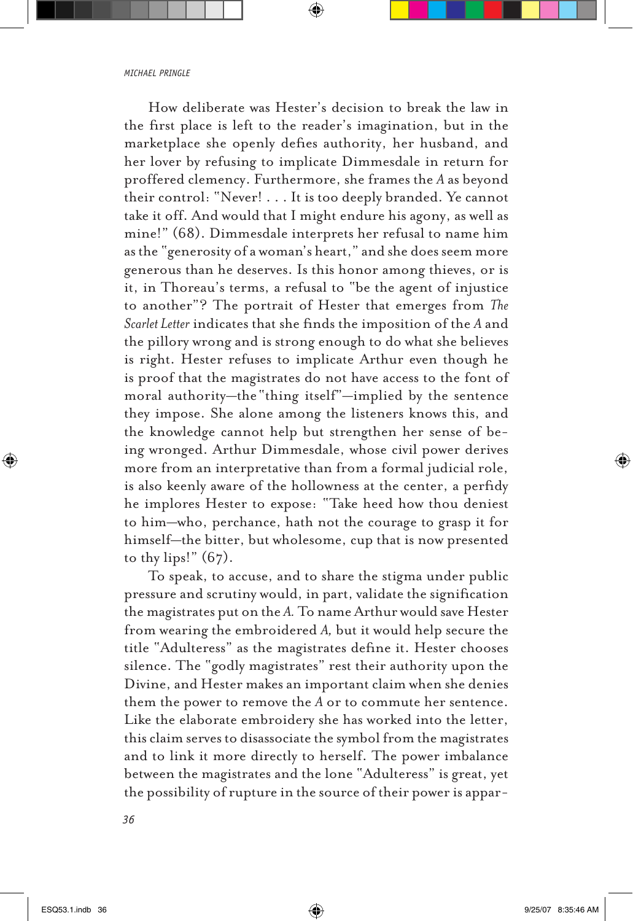How deliberate was Hester's decision to break the law in the first place is left to the reader's imagination, but in the marketplace she openly defies authority, her husband, and her lover by refusing to implicate Dimmesdale in return for proffered clemency. Furthermore, she frames the *A* as beyond their control: "Never! . . . It is too deeply branded. Ye cannot take it off. And would that I might endure his agony, as well as mine!" (68). Dimmesdale interprets her refusal to name him as the "generosity of a woman's heart," and she does seem more generous than he deserves. Is this honor among thieves, or is it, in Thoreau's terms, a refusal to "be the agent of injustice to another"? The portrait of Hester that emerges from *The Scarlet Letter* indicates that she finds the imposition of the *A* and the pillory wrong and is strong enough to do what she believes is right. Hester refuses to implicate Arthur even though he is proof that the magistrates do not have access to the font of moral authority—the "thing itself"—implied by the sentence they impose. She alone among the listeners knows this, and the knowledge cannot help but strengthen her sense of being wronged. Arthur Dimmesdale, whose civil power derives more from an interpretative than from a formal judicial role, is also keenly aware of the hollowness at the center, a perfidy he implores Hester to expose: "Take heed how thou deniest to him—who, perchance, hath not the courage to grasp it for himself—the bitter, but wholesome, cup that is now presented to thy lips!" (67).

To speak, to accuse, and to share the stigma under public pressure and scrutiny would, in part, validate the signification the magistrates put on the *A.* To name Arthur would save Hester from wearing the embroidered *A,* but it would help secure the title "Adulteress" as the magistrates define it. Hester chooses silence. The "godly magistrates" rest their authority upon the Divine, and Hester makes an important claim when she denies them the power to remove the *A* or to commute her sentence. Like the elaborate embroidery she has worked into the letter, this claim serves to disassociate the symbol from the magistrates and to link it more directly to herself. The power imbalance between the magistrates and the lone "Adulteress" is great, yet the possibility of rupture in the source of their power is appar-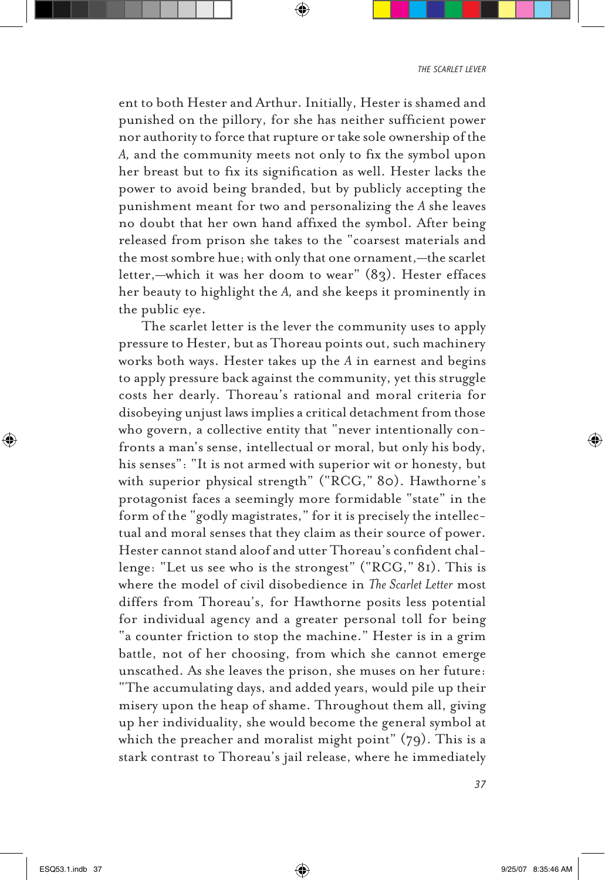ent to both Hester and Arthur. Initially, Hester is shamed and punished on the pillory, for she has neither sufficient power nor authority to force that rupture or take sole ownership of the *A,* and the community meets not only to fix the symbol upon her breast but to fix its signification as well. Hester lacks the power to avoid being branded, but by publicly accepting the punishment meant for two and personalizing the *A* she leaves no doubt that her own hand affixed the symbol. After being released from prison she takes to the "coarsest materials and the most sombre hue; with only that one ornament,—the scarlet letter,—which it was her doom to wear" (83). Hester effaces her beauty to highlight the *A,* and she keeps it prominently in the public eye.

The scarlet letter is the lever the community uses to apply pressure to Hester, but as Thoreau points out, such machinery works both ways. Hester takes up the *A* in earnest and begins to apply pressure back against the community, yet this struggle costs her dearly. Thoreau's rational and moral criteria for disobeying unjust laws implies a critical detachment from those who govern, a collective entity that "never intentionally confronts a man's sense, intellectual or moral, but only his body, his senses": "It is not armed with superior wit or honesty, but with superior physical strength" ("RCG," 80). Hawthorne's protagonist faces a seemingly more formidable "state" in the form of the "godly magistrates," for it is precisely the intellectual and moral senses that they claim as their source of power. Hester cannot stand aloof and utter Thoreau's confident challenge: "Let us see who is the strongest" ("RCG," 81). This is where the model of civil disobedience in *The Scarlet Letter* most differs from Thoreau's, for Hawthorne posits less potential for individual agency and a greater personal toll for being "a counter friction to stop the machine." Hester is in a grim battle, not of her choosing, from which she cannot emerge unscathed. As she leaves the prison, she muses on her future: "The accumulating days, and added years, would pile up their misery upon the heap of shame. Throughout them all, giving up her individuality, she would become the general symbol at which the preacher and moralist might point" (79). This is a stark contrast to Thoreau's jail release, where he immediately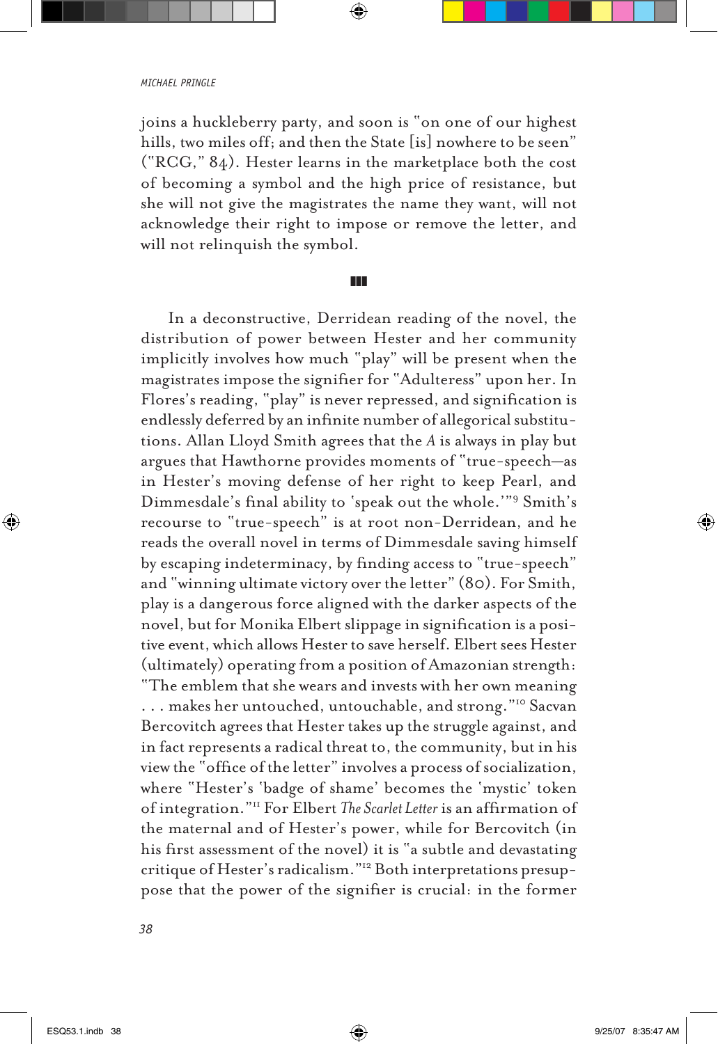joins a huckleberry party, and soon is "on one of our highest hills, two miles off; and then the State [is] nowhere to be seen" ("RCG," 84). Hester learns in the marketplace both the cost of becoming a symbol and the high price of resistance, but she will not give the magistrates the name they want, will not acknowledge their right to impose or remove the letter, and will not relinquish the symbol.

■■■

In a deconstructive, Derridean reading of the novel, the distribution of power between Hester and her community implicitly involves how much "play" will be present when the magistrates impose the signifier for "Adulteress" upon her. In Flores's reading, "play" is never repressed, and signification is endlessly deferred by an infinite number of allegorical substitutions. Allan Lloyd Smith agrees that the *A* is always in play but argues that Hawthorne provides moments of "true-speech—as in Hester's moving defense of her right to keep Pearl, and Dimmesdale's final ability to 'speak out the whole.'"[9] Smith's recourse to "true-speech" is at root non-Derridean, and he reads the overall novel in terms of Dimmesdale saving himself by escaping indeterminacy, by finding access to "true-speech" and "winning ultimate victory over the letter" (80). For Smith, play is a dangerous force aligned with the darker aspects of the novel, but for Monika Elbert slippage in signification is a positive event, which allows Hester to save herself. Elbert sees Hester (ultimately) operating from a position of Amazonian strength: "The emblem that she wears and invests with her own meaning . . . makes her untouched, untouchable, and strong."[10] Sacvan Bercovitch agrees that Hester takes up the struggle against, and in fact represents a radical threat to, the community, but in his view the "office of the letter" involves a process of socialization, where "Hester's 'badge of shame' becomes the 'mystic' token of integration."[11] For Elbert *The Scarlet Letter* is an affirmation of the maternal and of Hester's power, while for Bercovitch (in his first assessment of the novel) it is "a subtle and devastating critique of Hester's radicalism."[12] Both interpretations presuppose that the power of the signifier is crucial: in the former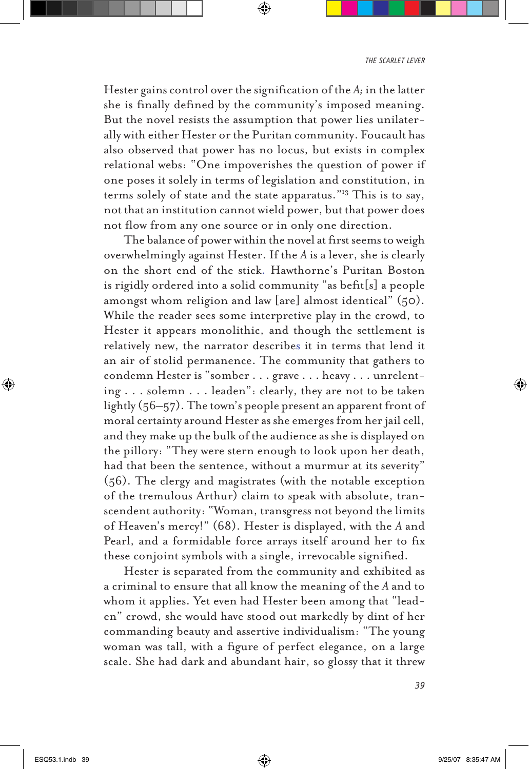Hester gains control over the signification of the *A;* in the latter she is finally defined by the community's imposed meaning. But the novel resists the assumption that power lies unilaterally with either Hester or the Puritan community. Foucault has also observed that power has no locus, but exists in complex relational webs: "One impoverishes the question of power if one poses it solely in terms of legislation and constitution, in terms solely of state and the state apparatus."[13] This is to say, not that an institution cannot wield power, but that power does not flow from any one source or in only one direction.

The balance of power within the novel at first seems to weigh overwhelmingly against Hester. If the *A* is a lever, she is clearly on the short end of the stick. Hawthorne's Puritan Boston is rigidly ordered into a solid community "as befit[s] a people amongst whom religion and law [are] almost identical" (50). While the reader sees some interpretive play in the crowd, to Hester it appears monolithic, and though the settlement is relatively new, the narrator describes it in terms that lend it an air of stolid permanence. The community that gathers to condemn Hester is "somber . . . grave . . . heavy . . . unrelenting . . . solemn . . . leaden": clearly, they are not to be taken lightly (56–57). The town's people present an apparent front of moral certainty around Hester as she emerges from her jail cell, and they make up the bulk of the audience as she is displayed on the pillory: "They were stern enough to look upon her death, had that been the sentence, without a murmur at its severity" (56). The clergy and magistrates (with the notable exception of the tremulous Arthur) claim to speak with absolute, transcendent authority: "Woman, transgress not beyond the limits of Heaven's mercy!" (68). Hester is displayed, with the *A* and Pearl, and a formidable force arrays itself around her to fix these conjoint symbols with a single, irrevocable signified.

Hester is separated from the community and exhibited as a criminal to ensure that all know the meaning of the *A* and to whom it applies. Yet even had Hester been among that "leaden" crowd, she would have stood out markedly by dint of her commanding beauty and assertive individualism: "The young woman was tall, with a figure of perfect elegance, on a large scale. She had dark and abundant hair, so glossy that it threw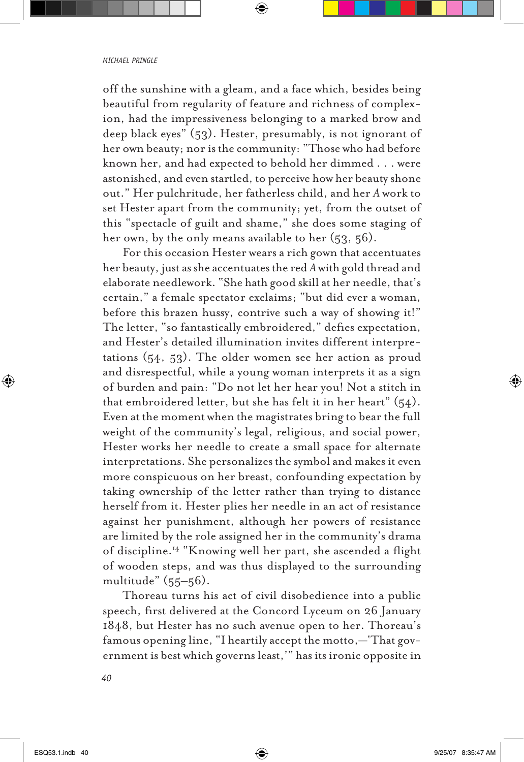off the sunshine with a gleam, and a face which, besides being beautiful from regularity of feature and richness of complexion, had the impressiveness belonging to a marked brow and deep black eyes" (53). Hester, presumably, is not ignorant of her own beauty; nor is the community: "Those who had before known her, and had expected to behold her dimmed . . . were astonished, and even startled, to perceive how her beauty shone out." Her pulchritude, her fatherless child, and her *A* work to set Hester apart from the community; yet, from the outset of this "spectacle of guilt and shame," she does some staging of her own, by the only means available to her (53, 56).

For this occasion Hester wears a rich gown that accentuates her beauty, just as she accentuates the red *A* with gold thread and elaborate needlework. "She hath good skill at her needle, that's certain," a female spectator exclaims; "but did ever a woman, before this brazen hussy, contrive such a way of showing it!" The letter, "so fantastically embroidered," defies expectation, and Hester's detailed illumination invites different interpretations (54, 53). The older women see her action as proud and disrespectful, while a young woman interprets it as a sign of burden and pain: "Do not let her hear you! Not a stitch in that embroidered letter, but she has felt it in her heart" (54). Even at the moment when the magistrates bring to bear the full weight of the community's legal, religious, and social power, Hester works her needle to create a small space for alternate interpretations. She personalizes the symbol and makes it even more conspicuous on her breast, confounding expectation by taking ownership of the letter rather than trying to distance herself from it. Hester plies her needle in an act of resistance against her punishment, although her powers of resistance are limited by the role assigned her in the community's drama of discipline.[14] "Knowing well her part, she ascended a flight of wooden steps, and was thus displayed to the surrounding multitude" (55–56).

Thoreau turns his act of civil disobedience into a public speech, first delivered at the Concord Lyceum on 26 January 1848, but Hester has no such avenue open to her. Thoreau's famous opening line, "I heartily accept the motto,—'That government is best which governs least,'" has its ironic opposite in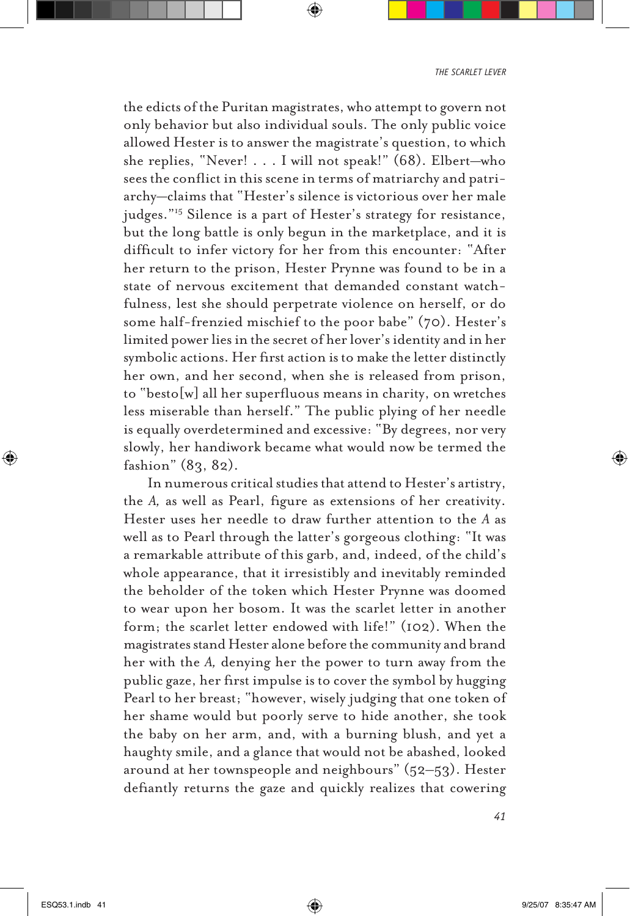the edicts of the Puritan magistrates, who attempt to govern not only behavior but also individual souls. The only public voice allowed Hester is to answer the magistrate's question, to which she replies, "Never! . . . I will not speak!" (68). Elbert—who sees the conflict in this scene in terms of matriarchy and patriarchy—claims that "Hester's silence is victorious over her male judges."[15] Silence is a part of Hester's strategy for resistance, but the long battle is only begun in the marketplace, and it is difficult to infer victory for her from this encounter: "After her return to the prison, Hester Prynne was found to be in a state of nervous excitement that demanded constant watchfulness, lest she should perpetrate violence on herself, or do some half-frenzied mischief to the poor babe" (70). Hester's limited power lies in the secret of her lover's identity and in her symbolic actions. Her first action is to make the letter distinctly her own, and her second, when she is released from prison, to "besto[w] all her superfluous means in charity, on wretches less miserable than herself." The public plying of her needle is equally overdetermined and excessive: "By degrees, nor very slowly, her handiwork became what would now be termed the fashion" (83, 82).

In numerous critical studies that attend to Hester's artistry, the *A,* as well as Pearl, figure as extensions of her creativity. Hester uses her needle to draw further attention to the *A* as well as to Pearl through the latter's gorgeous clothing: "It was a remarkable attribute of this garb, and, indeed, of the child's whole appearance, that it irresistibly and inevitably reminded the beholder of the token which Hester Prynne was doomed to wear upon her bosom. It was the scarlet letter in another form; the scarlet letter endowed with life!" (102). When the magistrates stand Hester alone before the community and brand her with the *A,* denying her the power to turn away from the public gaze, her first impulse is to cover the symbol by hugging Pearl to her breast; "however, wisely judging that one token of her shame would but poorly serve to hide another, she took the baby on her arm, and, with a burning blush, and yet a haughty smile, and a glance that would not be abashed, looked around at her townspeople and neighbours" (52–53). Hester defiantly returns the gaze and quickly realizes that cowering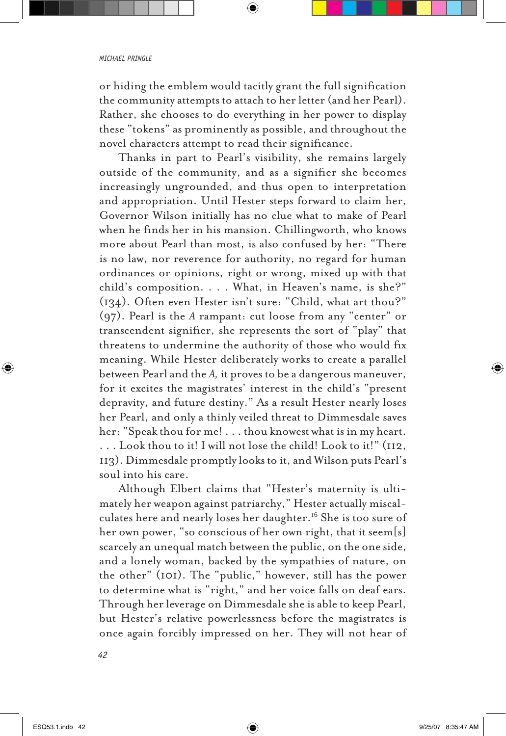or hiding the emblem would tacitly grant the full signification the community attempts to attach to her letter (and her Pearl). Rather, she chooses to do everything in her power to display these "tokens" as prominently as possible, and throughout the novel characters attempt to read their significance.

Thanks in part to Pearl's visibility, she remains largely outside of the community, and as a signifier she becomes increasingly ungrounded, and thus open to interpretation and appropriation. Until Hester steps forward to claim her, Governor Wilson initially has no clue what to make of Pearl when he finds her in his mansion. Chillingworth, who knows more about Pearl than most, is also confused by her: "There is no law, nor reverence for authority, no regard for human ordinances or opinions, right or wrong, mixed up with that child's composition. . . . What, in Heaven's name, is she?" (134). Often even Hester isn't sure: "Child, what art thou?" (97). Pearl is the *A* rampant: cut loose from any "center" or transcendent signifier, she represents the sort of "play" that threatens to undermine the authority of those who would fix meaning. While Hester deliberately works to create a parallel between Pearl and the *A,* it proves to be a dangerous maneuver, for it excites the magistrates' interest in the child's "present depravity, and future destiny." As a result Hester nearly loses her Pearl, and only a thinly veiled threat to Dimmesdale saves her: "Speak thou for me! . . . thou knowest what is in my heart. . . . Look thou to it! I will not lose the child! Look to it!" (112, 113). Dimmesdale promptly looks to it, and Wilson puts Pearl's soul into his care.

Although Elbert claims that "Hester's maternity is ultimately her weapon against patriarchy," Hester actually miscalculates here and nearly loses her daughter.[16] She is too sure of her own power, "so conscious of her own right, that it seem[s] scarcely an unequal match between the public, on the one side, and a lonely woman, backed by the sympathies of nature, on the other" (101). The "public," however, still has the power to determine what is "right," and her voice falls on deaf ears. Through her leverage on Dimmesdale she is able to keep Pearl, but Hester's relative powerlessness before the magistrates is once again forcibly impressed on her. They will not hear of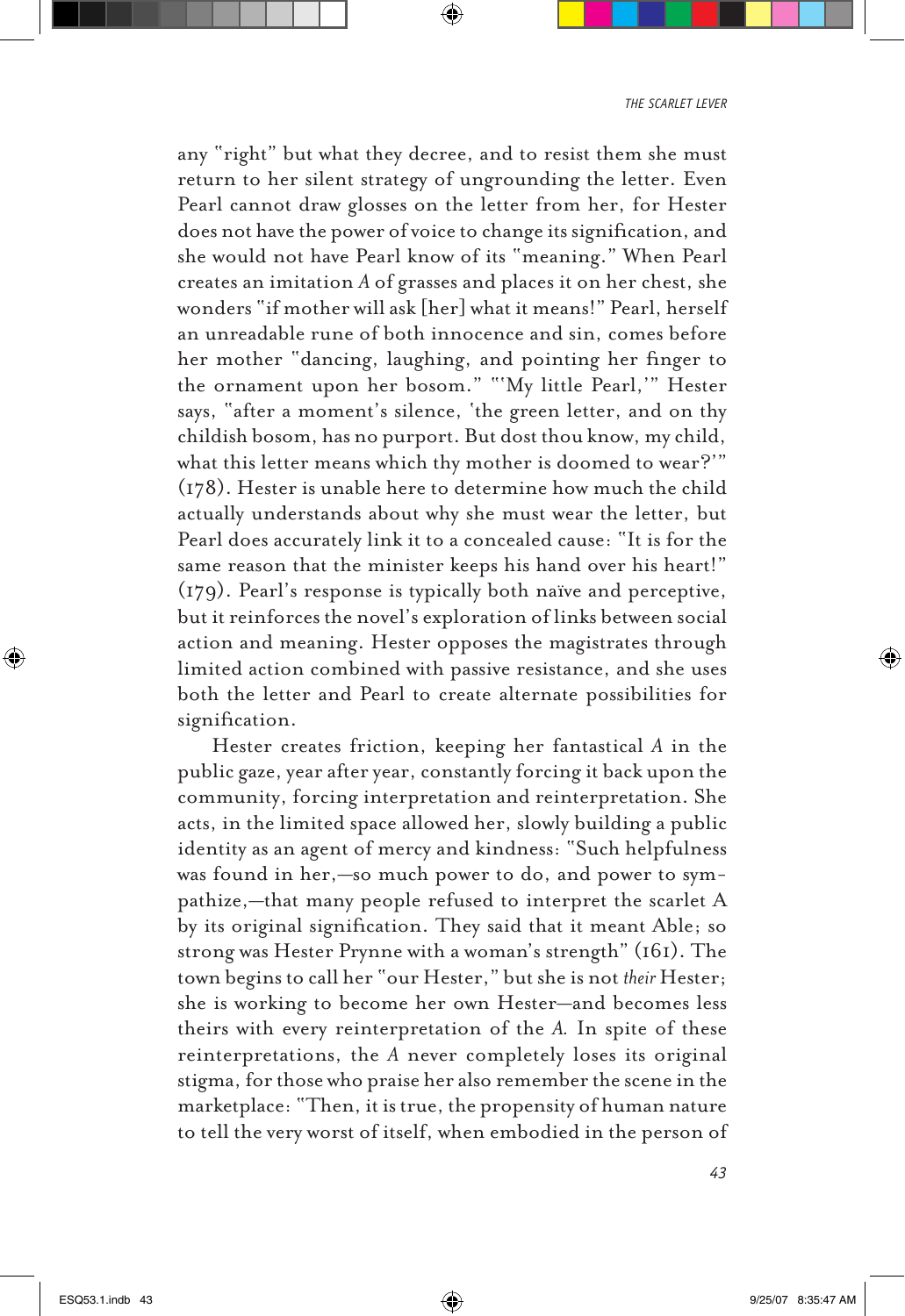any "right" but what they decree, and to resist them she must return to her silent strategy of ungrounding the letter. Even Pearl cannot draw glosses on the letter from her, for Hester does not have the power of voice to change its signification, and she would not have Pearl know of its "meaning." When Pearl creates an imitation *A* of grasses and places it on her chest, she wonders "if mother will ask [her] what it means!" Pearl, herself an unreadable rune of both innocence and sin, comes before her mother "dancing, laughing, and pointing her finger to the ornament upon her bosom." "'My little Pearl,'" Hester says, "after a moment's silence, 'the green letter, and on thy childish bosom, has no purport. But dost thou know, my child, what this letter means which thy mother is doomed to wear?'" (178). Hester is unable here to determine how much the child actually understands about why she must wear the letter, but Pearl does accurately link it to a concealed cause: "It is for the same reason that the minister keeps his hand over his heart!" (179). Pearl's response is typically both naïve and perceptive, but it reinforces the novel's exploration of links between social action and meaning. Hester opposes the magistrates through limited action combined with passive resistance, and she uses both the letter and Pearl to create alternate possibilities for signification.

Hester creates friction, keeping her fantastical *A* in the public gaze, year after year, constantly forcing it back upon the community, forcing interpretation and reinterpretation. She acts, in the limited space allowed her, slowly building a public identity as an agent of mercy and kindness: "Such helpfulness was found in her,—so much power to do, and power to sympathize,—that many people refused to interpret the scarlet A by its original signification. They said that it meant Able; so strong was Hester Prynne with a woman's strength" (161). The town begins to call her "our Hester," but she is not *their* Hester; she is working to become her own Hester—and becomes less theirs with every reinterpretation of the *A.* In spite of these reinterpretations, the *A* never completely loses its original stigma, for those who praise her also remember the scene in the marketplace: "Then, it is true, the propensity of human nature to tell the very worst of itself, when embodied in the person of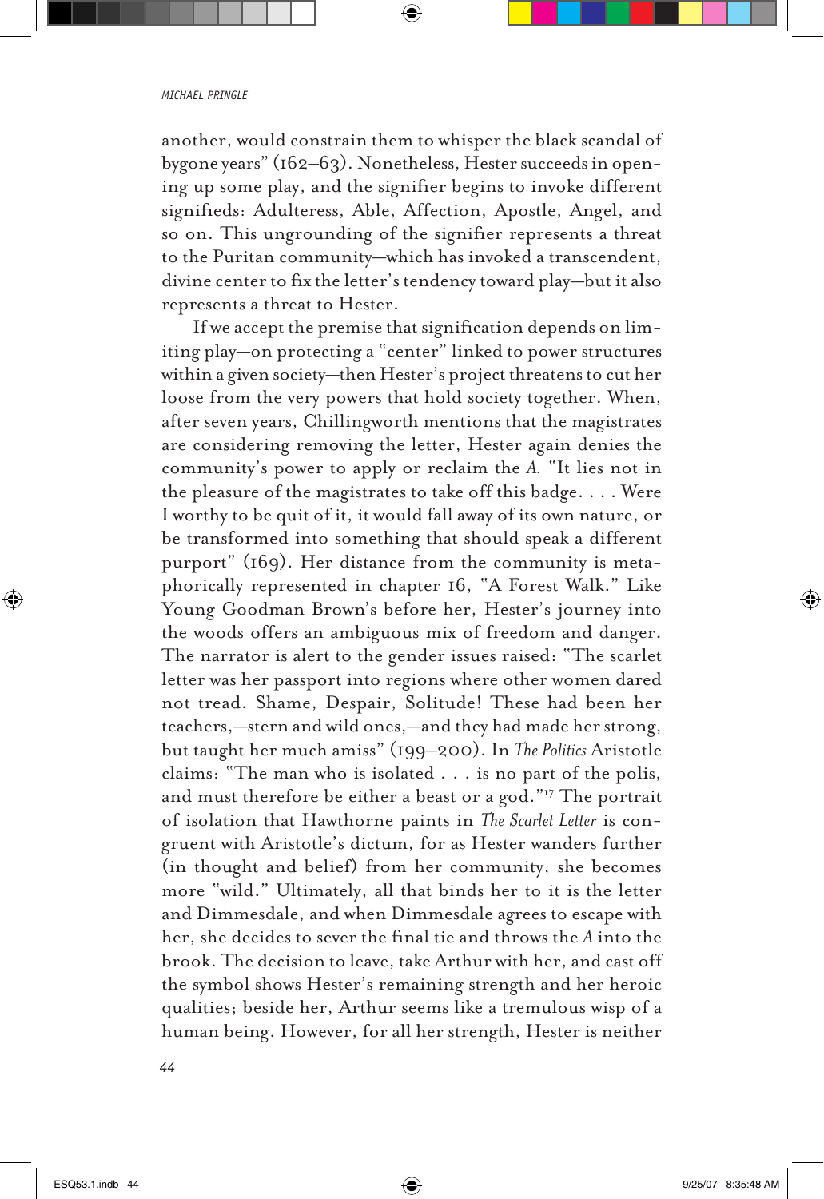another, would constrain them to whisper the black scandal of bygone years" (162–63). Nonetheless, Hester succeeds in opening up some play, and the signifier begins to invoke different signifieds: Adulteress, Able, Affection, Apostle, Angel, and so on. This ungrounding of the signifier represents a threat to the Puritan community—which has invoked a transcendent, divine center to fix the letter's tendency toward play—but it also represents a threat to Hester.

If we accept the premise that signification depends on limiting play—on protecting a "center" linked to power structures within a given society—then Hester's project threatens to cut her loose from the very powers that hold society together. When, after seven years, Chillingworth mentions that the magistrates are considering removing the letter, Hester again denies the community's power to apply or reclaim the *A.* "It lies not in the pleasure of the magistrates to take off this badge. . . . Were I worthy to be quit of it, it would fall away of its own nature, or be transformed into something that should speak a different purport" (169). Her distance from the community is metaphorically represented in chapter 16, "A Forest Walk." Like Young Goodman Brown's before her, Hester's journey into the woods offers an ambiguous mix of freedom and danger. The narrator is alert to the gender issues raised: "The scarlet letter was her passport into regions where other women dared not tread. Shame, Despair, Solitude! These had been her teachers,—stern and wild ones,—and they had made her strong, but taught her much amiss" (199–200). In *The Politics* Aristotle claims: "The man who is isolated . . . is no part of the polis, and must therefore be either a beast or a god."[17] The portrait of isolation that Hawthorne paints in *The Scarlet Letter* is congruent with Aristotle's dictum, for as Hester wanders further (in thought and belief) from her community, she becomes more "wild." Ultimately, all that binds her to it is the letter and Dimmesdale, and when Dimmesdale agrees to escape with her, she decides to sever the final tie and throws the *A* into the brook. The decision to leave, take Arthur with her, and cast off the symbol shows Hester's remaining strength and her heroic qualities; beside her, Arthur seems like a tremulous wisp of a human being. However, for all her strength, Hester is neither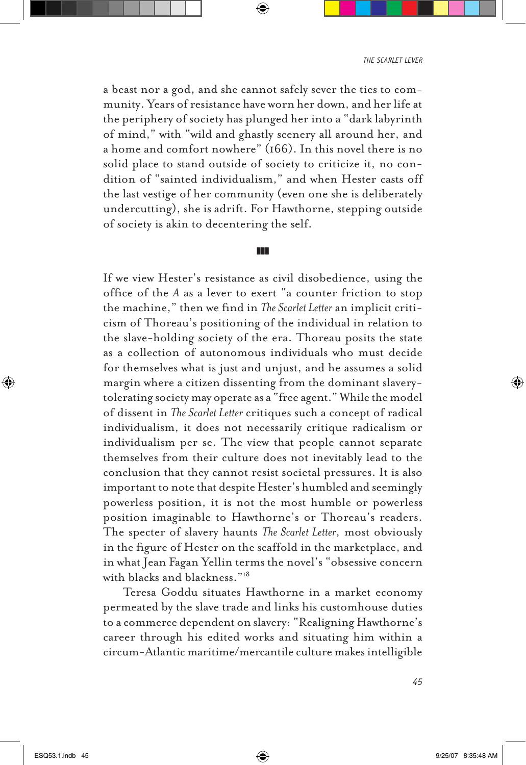a beast nor a god, and she cannot safely sever the ties to community. Years of resistance have worn her down, and her life at the periphery of society has plunged her into a "dark labyrinth of mind," with "wild and ghastly scenery all around her, and a home and comfort nowhere" (166). In this novel there is no solid place to stand outside of society to criticize it, no condition of "sainted individualism," and when Hester casts off the last vestige of her community (even one she is deliberately undercutting), she is adrift. For Hawthorne, stepping outside of society is akin to decentering the self.

■■■

If we view Hester's resistance as civil disobedience, using the office of the *A* as a lever to exert "a counter friction to stop the machine," then we find in *The Scarlet Letter* an implicit criticism of Thoreau's positioning of the individual in relation to the slave-holding society of the era. Thoreau posits the state as a collection of autonomous individuals who must decide for themselves what is just and unjust, and he assumes a solid margin where a citizen dissenting from the dominant slavery-tolerating society may operate as a "free agent." While the model of dissent in *The Scarlet Letter* critiques such a concept of radical individualism, it does not necessarily critique radicalism or individualism per se. The view that people cannot separate themselves from their culture does not inevitably lead to the conclusion that they cannot resist societal pressures. It is also important to note that despite Hester's humbled and seemingly powerless position, it is not the most humble or powerless position imaginable to Hawthorne's or Thoreau's readers. The specter of slavery haunts *The Scarlet Letter*, most obviously in the figure of Hester on the scaffold in the marketplace, and in what Jean Fagan Yellin terms the novel's "obsessive concern with blacks and blackness."[18]

Teresa Goddu situates Hawthorne in a market economy permeated by the slave trade and links his customhouse duties to a commerce dependent on slavery: "Realigning Hawthorne's career through his edited works and situating him within a circum-Atlantic maritime/mercantile culture makes intelligible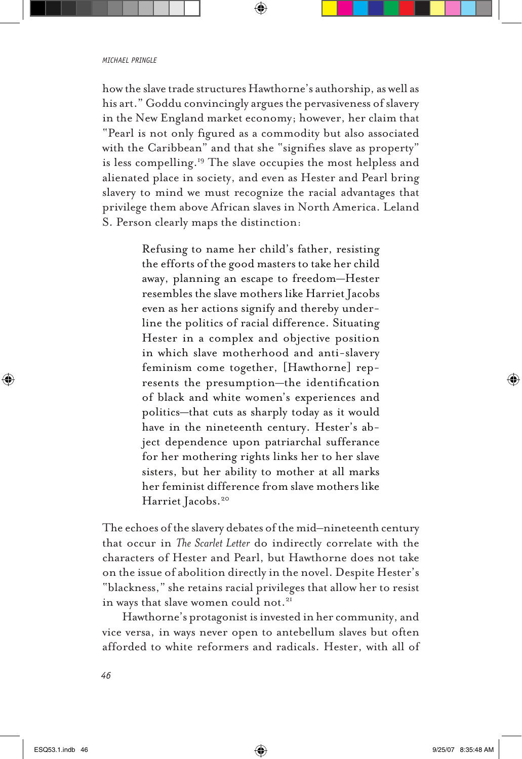how the slave trade structures Hawthorne's authorship, as well as his art." Goddu convincingly argues the pervasiveness of slavery in the New England market economy; however, her claim that "Pearl is not only figured as a commodity but also associated with the Caribbean" and that she "signifies slave as property" is less compelling.[19] The slave occupies the most helpless and alienated place in society, and even as Hester and Pearl bring slavery to mind we must recognize the racial advantages that privilege them above African slaves in North America. Leland S. Person clearly maps the distinction:

> Refusing to name her child's father, resisting the efforts of the good masters to take her child away, planning an escape to freedom—Hester resembles the slave mothers like Harriet Jacobs even as her actions signify and thereby underline the politics of racial difference. Situating Hester in a complex and objective position in which slave motherhood and anti-slavery feminism come together, [Hawthorne] represents the presumption—the identification of black and white women's experiences and politics—that cuts as sharply today as it would have in the nineteenth century. Hester's abject dependence upon patriarchal sufferance for her mothering rights links her to her slave sisters, but her ability to mother at all marks her feminist difference from slave mothers like Harriet Jacobs.[20]

The echoes of the slavery debates of the mid–nineteenth century that occur in *The Scarlet Letter* do indirectly correlate with the characters of Hester and Pearl, but Hawthorne does not take on the issue of abolition directly in the novel. Despite Hester's "blackness," she retains racial privileges that allow her to resist in ways that slave women could not.[21]

Hawthorne's protagonist is invested in her community, and vice versa, in ways never open to antebellum slaves but often afforded to white reformers and radicals. Hester, with all of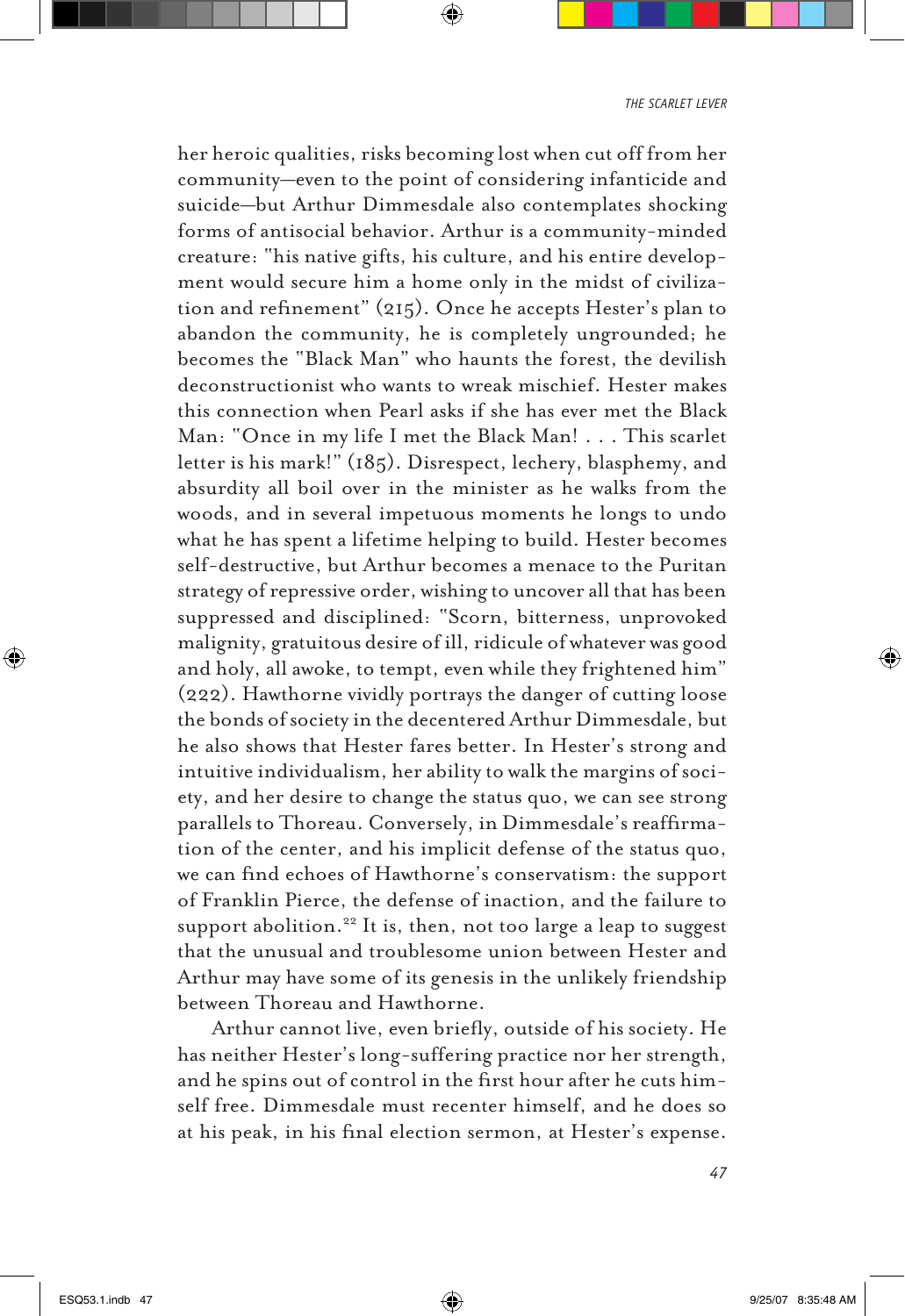her heroic qualities, risks becoming lost when cut off from her community—even to the point of considering infanticide and suicide—but Arthur Dimmesdale also contemplates shocking forms of antisocial behavior. Arthur is a community-minded creature: "his native gifts, his culture, and his entire development would secure him a home only in the midst of civilization and refinement" (215). Once he accepts Hester's plan to abandon the community, he is completely ungrounded; he becomes the "Black Man" who haunts the forest, the devilish deconstructionist who wants to wreak mischief. Hester makes this connection when Pearl asks if she has ever met the Black Man: "Once in my life I met the Black Man! . . . This scarlet letter is his mark!" (185). Disrespect, lechery, blasphemy, and absurdity all boil over in the minister as he walks from the woods, and in several impetuous moments he longs to undo what he has spent a lifetime helping to build. Hester becomes self-destructive, but Arthur becomes a menace to the Puritan strategy of repressive order, wishing to uncover all that has been suppressed and disciplined: "Scorn, bitterness, unprovoked malignity, gratuitous desire of ill, ridicule of whatever was good and holy, all awoke, to tempt, even while they frightened him" (222). Hawthorne vividly portrays the danger of cutting loose the bonds of society in the decentered Arthur Dimmesdale, but he also shows that Hester fares better. In Hester's strong and intuitive individualism, her ability to walk the margins of society, and her desire to change the status quo, we can see strong parallels to Thoreau. Conversely, in Dimmesdale's reaffirmation of the center, and his implicit defense of the status quo, we can find echoes of Hawthorne's conservatism: the support of Franklin Pierce, the defense of inaction, and the failure to support abolition.[22] It is, then, not too large a leap to suggest that the unusual and troublesome union between Hester and Arthur may have some of its genesis in the unlikely friendship between Thoreau and Hawthorne.

Arthur cannot live, even briefly, outside of his society. He has neither Hester's long-suffering practice nor her strength, and he spins out of control in the first hour after he cuts himself free. Dimmesdale must recenter himself, and he does so at his peak, in his final election sermon, at Hester's expense.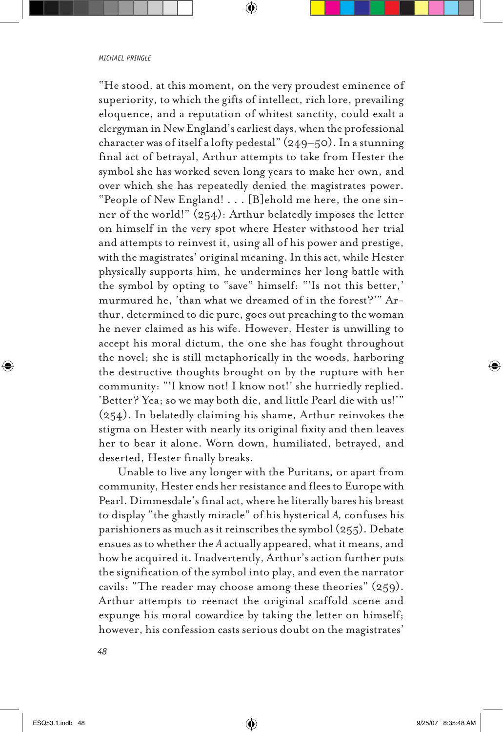"He stood, at this moment, on the very proudest eminence of superiority, to which the gifts of intellect, rich lore, prevailing eloquence, and a reputation of whitest sanctity, could exalt a clergyman in New England's earliest days, when the professional character was of itself a lofty pedestal" (249–50). In a stunning final act of betrayal, Arthur attempts to take from Hester the symbol she has worked seven long years to make her own, and over which she has repeatedly denied the magistrates power. "People of New England! . . . [B]ehold me here, the one sinner of the world!" (254): Arthur belatedly imposes the letter on himself in the very spot where Hester withstood her trial and attempts to reinvest it, using all of his power and prestige, with the magistrates' original meaning. In this act, while Hester physically supports him, he undermines her long battle with the symbol by opting to "save" himself: "'Is not this better,' murmured he, 'than what we dreamed of in the forest?'" Arthur, determined to die pure, goes out preaching to the woman he never claimed as his wife. However, Hester is unwilling to accept his moral dictum, the one she has fought throughout the novel; she is still metaphorically in the woods, harboring the destructive thoughts brought on by the rupture with her community: "'I know not! I know not!' she hurriedly replied. 'Better? Yea; so we may both die, and little Pearl die with us!'" (254). In belatedly claiming his shame, Arthur reinvokes the stigma on Hester with nearly its original fixity and then leaves her to bear it alone. Worn down, humiliated, betrayed, and deserted, Hester finally breaks.

Unable to live any longer with the Puritans, or apart from community, Hester ends her resistance and flees to Europe with Pearl. Dimmesdale's final act, where he literally bares his breast to display "the ghastly miracle" of his hysterical *A*, confuses his parishioners as much as it reinscribes the symbol (255). Debate ensues as to whether the *A* actually appeared, what it means, and how he acquired it. Inadvertently, Arthur's action further puts the signification of the symbol into play, and even the narrator cavils: "The reader may choose among these theories" (259). Arthur attempts to reenact the original scaffold scene and expunge his moral cowardice by taking the letter on himself; however, his confession casts serious doubt on the magistrates'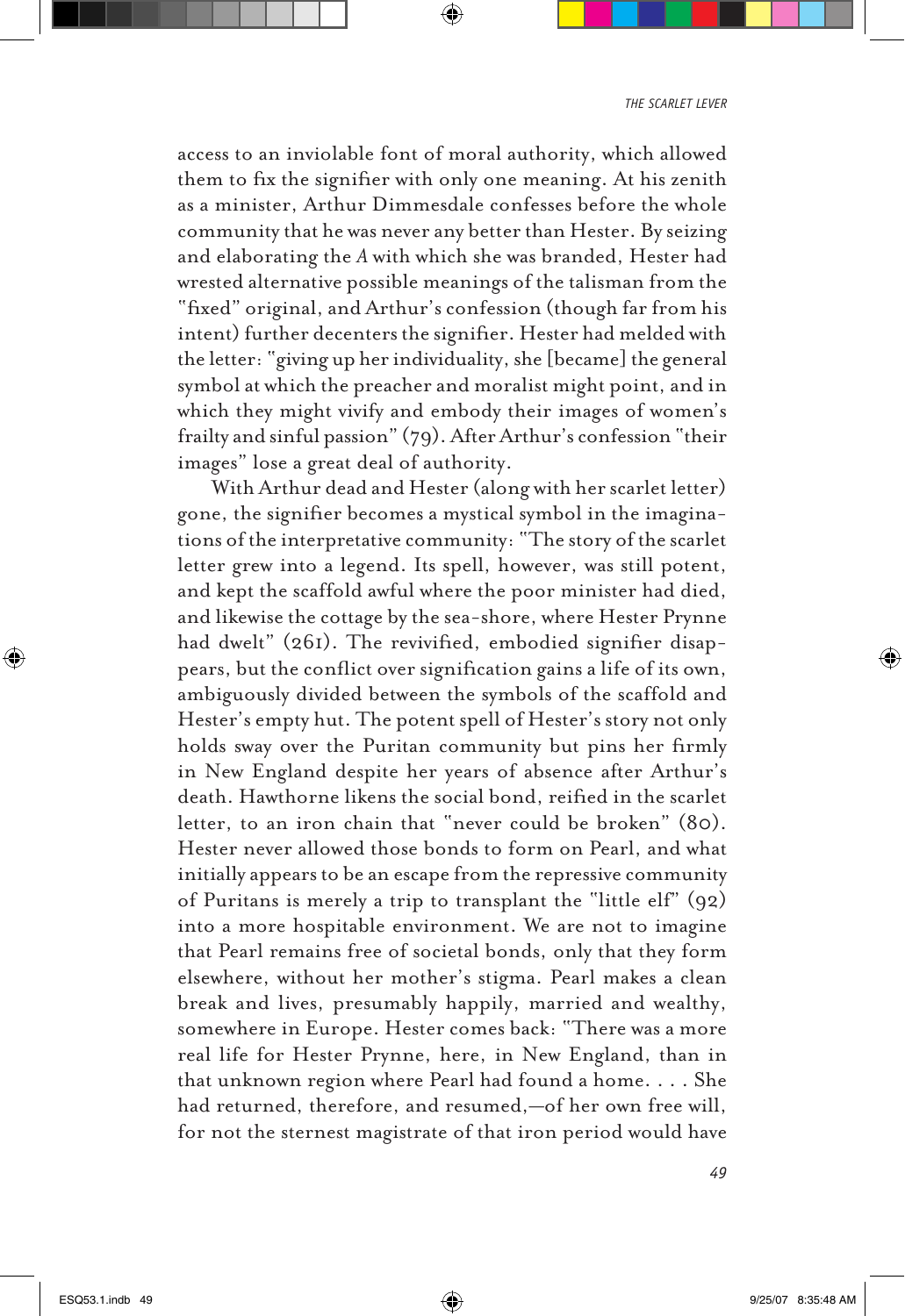access to an inviolable font of moral authority, which allowed them to fix the signifier with only one meaning. At his zenith as a minister, Arthur Dimmesdale confesses before the whole community that he was never any better than Hester. By seizing and elaborating the *A* with which she was branded, Hester had wrested alternative possible meanings of the talisman from the "fixed" original, and Arthur's confession (though far from his intent) further decenters the signifier. Hester had melded with the letter: "giving up her individuality, she [became] the general symbol at which the preacher and moralist might point, and in which they might vivify and embody their images of women's frailty and sinful passion" (79). After Arthur's confession "their images" lose a great deal of authority.

With Arthur dead and Hester (along with her scarlet letter) gone, the signifier becomes a mystical symbol in the imaginations of the interpretative community: "The story of the scarlet letter grew into a legend. Its spell, however, was still potent, and kept the scaffold awful where the poor minister had died, and likewise the cottage by the sea-shore, where Hester Prynne had dwelt" (261). The revivified, embodied signifier disappears, but the conflict over signification gains a life of its own, ambiguously divided between the symbols of the scaffold and Hester's empty hut. The potent spell of Hester's story not only holds sway over the Puritan community but pins her firmly in New England despite her years of absence after Arthur's death. Hawthorne likens the social bond, reified in the scarlet letter, to an iron chain that "never could be broken" (80). Hester never allowed those bonds to form on Pearl, and what initially appears to be an escape from the repressive community of Puritans is merely a trip to transplant the "little elf" (92) into a more hospitable environment. We are not to imagine that Pearl remains free of societal bonds, only that they form elsewhere, without her mother's stigma. Pearl makes a clean break and lives, presumably happily, married and wealthy, somewhere in Europe. Hester comes back: "There was a more real life for Hester Prynne, here, in New England, than in that unknown region where Pearl had found a home. . . . She had returned, therefore, and resumed,—of her own free will, for not the sternest magistrate of that iron period would have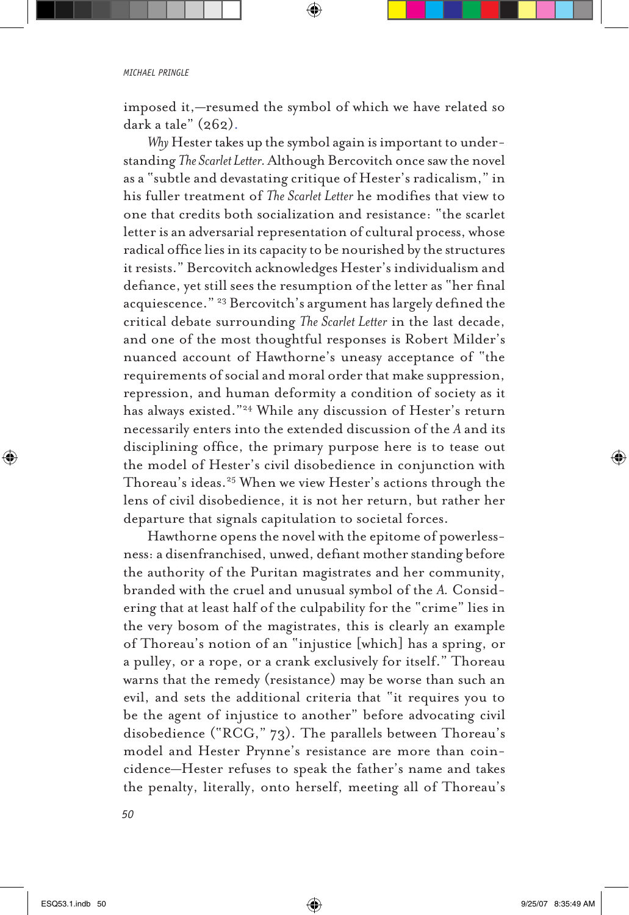imposed it,—resumed the symbol of which we have related so dark a tale" (262).

*Why* Hester takes up the symbol again is important to understanding *The Scarlet Letter.* Although Bercovitch once saw the novel as a "subtle and devastating critique of Hester's radicalism," in his fuller treatment of *The Scarlet Letter* he modifies that view to one that credits both socialization and resistance: "the scarlet letter is an adversarial representation of cultural process, whose radical office lies in its capacity to be nourished by the structures it resists." Bercovitch acknowledges Hester's individualism and defiance, yet still sees the resumption of the letter as "her final acquiescence." [23] Bercovitch's argument has largely defined the critical debate surrounding *The Scarlet Letter* in the last decade, and one of the most thoughtful responses is Robert Milder's nuanced account of Hawthorne's uneasy acceptance of "the requirements of social and moral order that make suppression, repression, and human deformity a condition of society as it has always existed."[24] While any discussion of Hester's return necessarily enters into the extended discussion of the *A* and its disciplining office, the primary purpose here is to tease out the model of Hester's civil disobedience in conjunction with Thoreau's ideas.[25] When we view Hester's actions through the lens of civil disobedience, it is not her return, but rather her departure that signals capitulation to societal forces.

Hawthorne opens the novel with the epitome of powerlessness: a disenfranchised, unwed, defiant mother standing before the authority of the Puritan magistrates and her community, branded with the cruel and unusual symbol of the *A.* Considering that at least half of the culpability for the "crime" lies in the very bosom of the magistrates, this is clearly an example of Thoreau's notion of an "injustice [which] has a spring, or a pulley, or a rope, or a crank exclusively for itself." Thoreau warns that the remedy (resistance) may be worse than such an evil, and sets the additional criteria that "it requires you to be the agent of injustice to another" before advocating civil disobedience ("RCG," 73). The parallels between Thoreau's model and Hester Prynne's resistance are more than coincidence—Hester refuses to speak the father's name and takes the penalty, literally, onto herself, meeting all of Thoreau's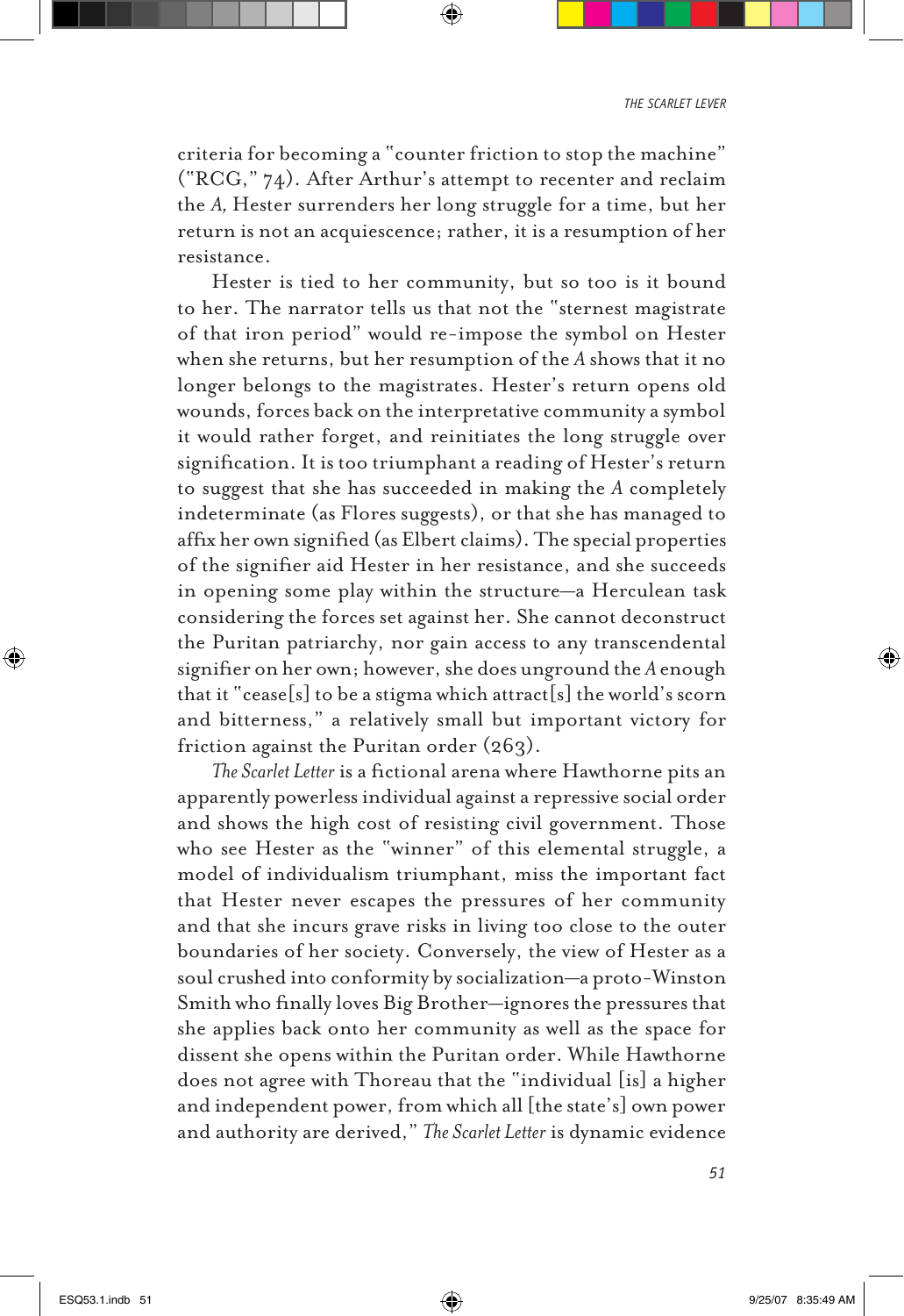criteria for becoming a "counter friction to stop the machine" ("RCG," 74). After Arthur's attempt to recenter and reclaim the *A,* Hester surrenders her long struggle for a time, but her return is not an acquiescence; rather, it is a resumption of her resistance.

Hester is tied to her community, but so too is it bound to her. The narrator tells us that not the "sternest magistrate of that iron period" would re-impose the symbol on Hester when she returns, but her resumption of the *A* shows that it no longer belongs to the magistrates. Hester's return opens old wounds, forces back on the interpretative community a symbol it would rather forget, and reinitiates the long struggle over signification. It is too triumphant a reading of Hester's return to suggest that she has succeeded in making the *A* completely indeterminate (as Flores suggests), or that she has managed to affix her own signified (as Elbert claims). The special properties of the signifier aid Hester in her resistance, and she succeeds in opening some play within the structure—a Herculean task considering the forces set against her. She cannot deconstruct the Puritan patriarchy, nor gain access to any transcendental signifier on her own; however, she does unground the *A* enough that it "cease[s] to be a stigma which attract[s] the world's scorn and bitterness," a relatively small but important victory for friction against the Puritan order (263).

*The Scarlet Letter* is a fictional arena where Hawthorne pits an apparently powerless individual against a repressive social order and shows the high cost of resisting civil government. Those who see Hester as the "winner" of this elemental struggle, a model of individualism triumphant, miss the important fact that Hester never escapes the pressures of her community and that she incurs grave risks in living too close to the outer boundaries of her society. Conversely, the view of Hester as a soul crushed into conformity by socialization—a proto-Winston Smith who finally loves Big Brother—ignores the pressures that she applies back onto her community as well as the space for dissent she opens within the Puritan order. While Hawthorne does not agree with Thoreau that the "individual [is] a higher and independent power, from which all [the state's] own power and authority are derived," *The Scarlet Letter* is dynamic evidence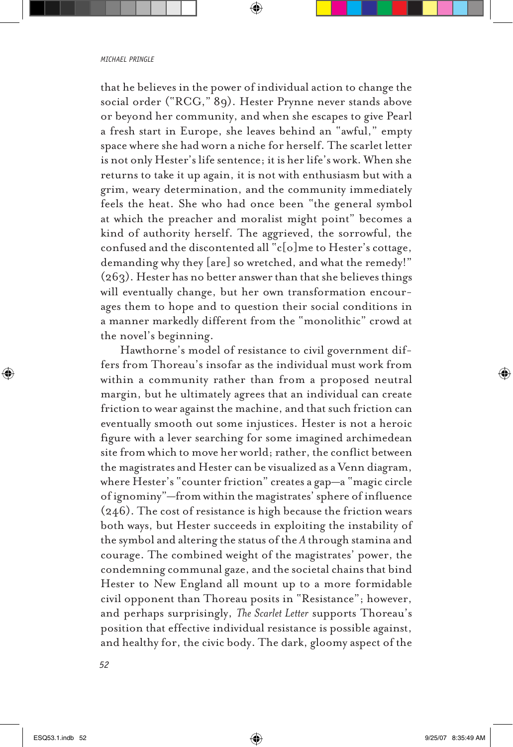that he believes in the power of individual action to change the social order ("RCG," 89). Hester Prynne never stands above or beyond her community, and when she escapes to give Pearl a fresh start in Europe, she leaves behind an "awful," empty space where she had worn a niche for herself. The scarlet letter is not only Hester's life sentence; it is her life's work. When she returns to take it up again, it is not with enthusiasm but with a grim, weary determination, and the community immediately feels the heat. She who had once been "the general symbol at which the preacher and moralist might point" becomes a kind of authority herself. The aggrieved, the sorrowful, the confused and the discontented all "c[o]me to Hester's cottage, demanding why they [are] so wretched, and what the remedy!" (263). Hester has no better answer than that she believes things will eventually change, but her own transformation encourages them to hope and to question their social conditions in a manner markedly different from the "monolithic" crowd at the novel's beginning.

Hawthorne's model of resistance to civil government differs from Thoreau's insofar as the individual must work from within a community rather than from a proposed neutral margin, but he ultimately agrees that an individual can create friction to wear against the machine, and that such friction can eventually smooth out some injustices. Hester is not a heroic figure with a lever searching for some imagined archimedean site from which to move her world; rather, the conflict between the magistrates and Hester can be visualized as a Venn diagram, where Hester's "counter friction" creates a gap—a "magic circle of ignominy"—from within the magistrates' sphere of influence (246). The cost of resistance is high because the friction wears both ways, but Hester succeeds in exploiting the instability of the symbol and altering the status of the *A* through stamina and courage. The combined weight of the magistrates' power, the condemning communal gaze, and the societal chains that bind Hester to New England all mount up to a more formidable civil opponent than Thoreau posits in "Resistance"; however, and perhaps surprisingly, *The Scarlet Letter* supports Thoreau's position that effective individual resistance is possible against, and healthy for, the civic body. The dark, gloomy aspect of the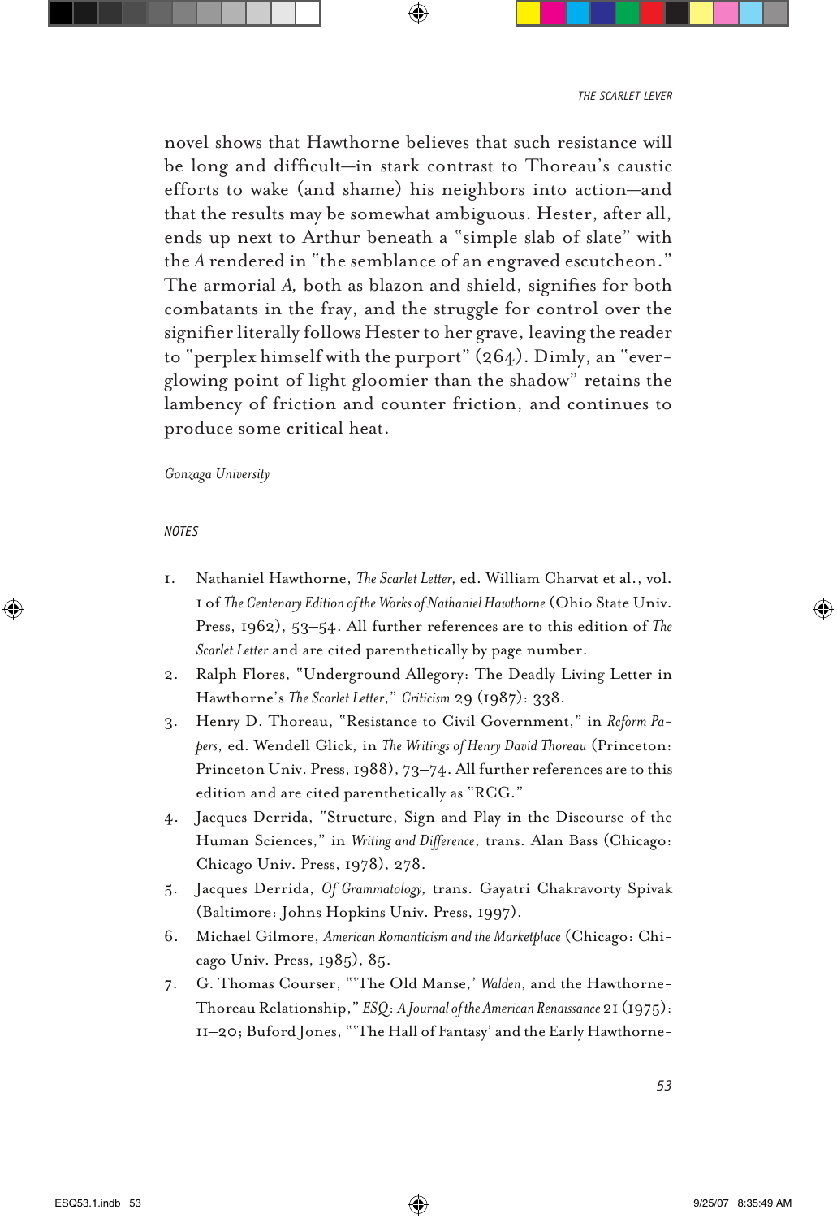novel shows that Hawthorne believes that such resistance will be long and difficult—in stark contrast to Thoreau's caustic efforts to wake (and shame) his neighbors into action—and that the results may be somewhat ambiguous. Hester, after all, ends up next to Arthur beneath a "simple slab of slate" with the *A* rendered in "the semblance of an engraved escutcheon." The armorial *A,* both as blazon and shield, signifies for both combatants in the fray, and the struggle for control over the signifier literally follows Hester to her grave, leaving the reader to "perplex himself with the purport" (264). Dimly, an "ever-glowing point of light gloomier than the shadow" retains the lambency of friction and counter friction, and continues to produce some critical heat.

*Gonzaga University*

## NOTES

1. Nathaniel Hawthorne, *The Scarlet Letter,* ed. William Charvat et al., vol. 1 of *The Centenary Edition of the Works of Nathaniel Hawthorne* (Ohio State Univ. Press, 1962), 53–54. All further references are to this edition of *The Scarlet Letter* and are cited parenthetically by page number.
2. Ralph Flores, "Underground Allegory: The Deadly Living Letter in Hawthorne's *The Scarlet Letter*," *Criticism* 29 (1987): 338.
3. Henry D. Thoreau, "Resistance to Civil Government," in *Reform Papers*, ed. Wendell Glick, in *The Writings of Henry David Thoreau* (Princeton: Princeton Univ. Press, 1988), 73–74. All further references are to this edition and are cited parenthetically as "RCG."
4. Jacques Derrida, "Structure, Sign and Play in the Discourse of the Human Sciences," in *Writing and Difference*, trans. Alan Bass (Chicago: Chicago Univ. Press, 1978), 278.
5. Jacques Derrida, *Of Grammatology,* trans. Gayatri Chakravorty Spivak (Baltimore: Johns Hopkins Univ. Press, 1997).
6. Michael Gilmore, *American Romanticism and the Marketplace* (Chicago: Chicago Univ. Press, 1985), 85.
7. G. Thomas Courser, "'The Old Manse,' *Walden*, and the Hawthorne-Thoreau Relationship," *ESQ: A Journal of the American Renaissance* 21 (1975): 11–20; Buford Jones, "'The Hall of Fantasy' and the Early Hawthorne-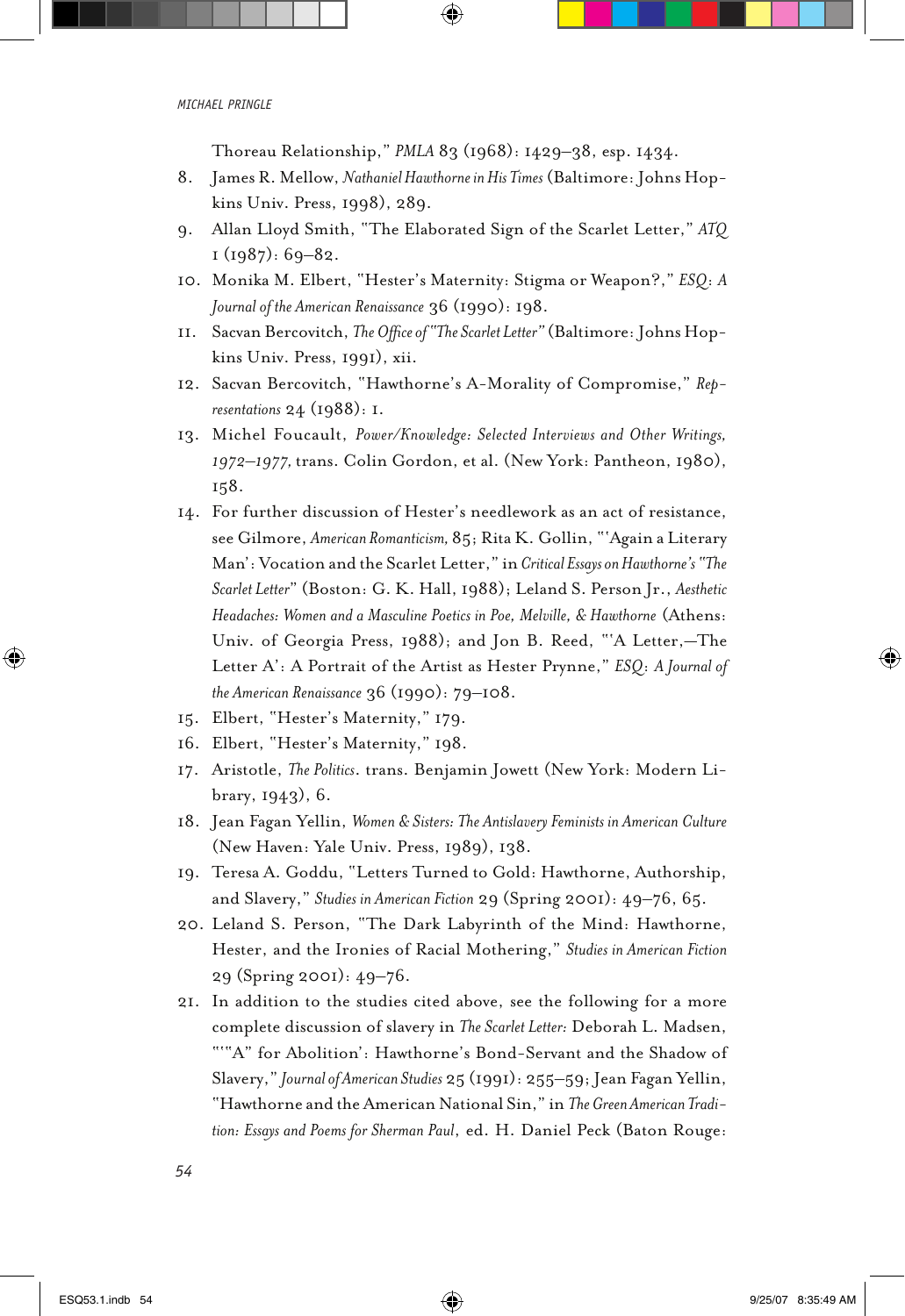Thoreau Relationship," *PMLA* 83 (1968): 1429–38, esp. 1434.

8. James R. Mellow, *Nathaniel Hawthorne in His Times* (Baltimore: Johns Hopkins Univ. Press, 1998), 289.
9. Allan Lloyd Smith, "The Elaborated Sign of the Scarlet Letter," *ATQ* 1 (1987): 69–82.
10. Monika M. Elbert, "Hester's Maternity: Stigma or Weapon?," *ESQ: A Journal of the American Renaissance* 36 (1990): 198.
11. Sacvan Bercovitch, *The Office of "The Scarlet Letter"* (Baltimore: Johns Hopkins Univ. Press, 1991), xii.
12. Sacvan Bercovitch, "Hawthorne's A-Morality of Compromise," *Representations* 24 (1988): 1.
13. Michel Foucault, *Power/Knowledge: Selected Interviews and Other Writings, 1972–1977,* trans. Colin Gordon, et al. (New York: Pantheon, 1980), 158.
14. For further discussion of Hester's needlework as an act of resistance, see Gilmore, *American Romanticism,* 85; Rita K. Gollin, "'Again a Literary Man': Vocation and the Scarlet Letter," in *Critical Essays on Hawthorne's "The Scarlet Letter"* (Boston: G. K. Hall, 1988); Leland S. Person Jr., *Aesthetic Headaches: Women and a Masculine Poetics in Poe, Melville, & Hawthorne* (Athens: Univ. of Georgia Press, 1988); and Jon B. Reed, "'A Letter,—The Letter A': A Portrait of the Artist as Hester Prynne," *ESQ: A Journal of the American Renaissance* 36 (1990): 79–108.
15. Elbert, "Hester's Maternity," 179.
16. Elbert, "Hester's Maternity," 198.
17. Aristotle, *The Politics*. trans. Benjamin Jowett (New York: Modern Library, 1943), 6.
18. Jean Fagan Yellin, *Women & Sisters: The Antislavery Feminists in American Culture* (New Haven: Yale Univ. Press, 1989), 138.
19. Teresa A. Goddu, "Letters Turned to Gold: Hawthorne, Authorship, and Slavery," *Studies in American Fiction* 29 (Spring 2001): 49–76, 65.
20. Leland S. Person, "The Dark Labyrinth of the Mind: Hawthorne, Hester, and the Ironies of Racial Mothering," *Studies in American Fiction* 29 (Spring 2001): 49–76.
21. In addition to the studies cited above, see the following for a more complete discussion of slavery in *The Scarlet Letter:* Deborah L. Madsen, "'"A" for Abolition': Hawthorne's Bond-Servant and the Shadow of Slavery," *Journal of American Studies* 25 (1991): 255–59; Jean Fagan Yellin, "Hawthorne and the American National Sin," in *The Green American Tradition: Essays and Poems for Sherman Paul*, ed. H. Daniel Peck (Baton Rouge: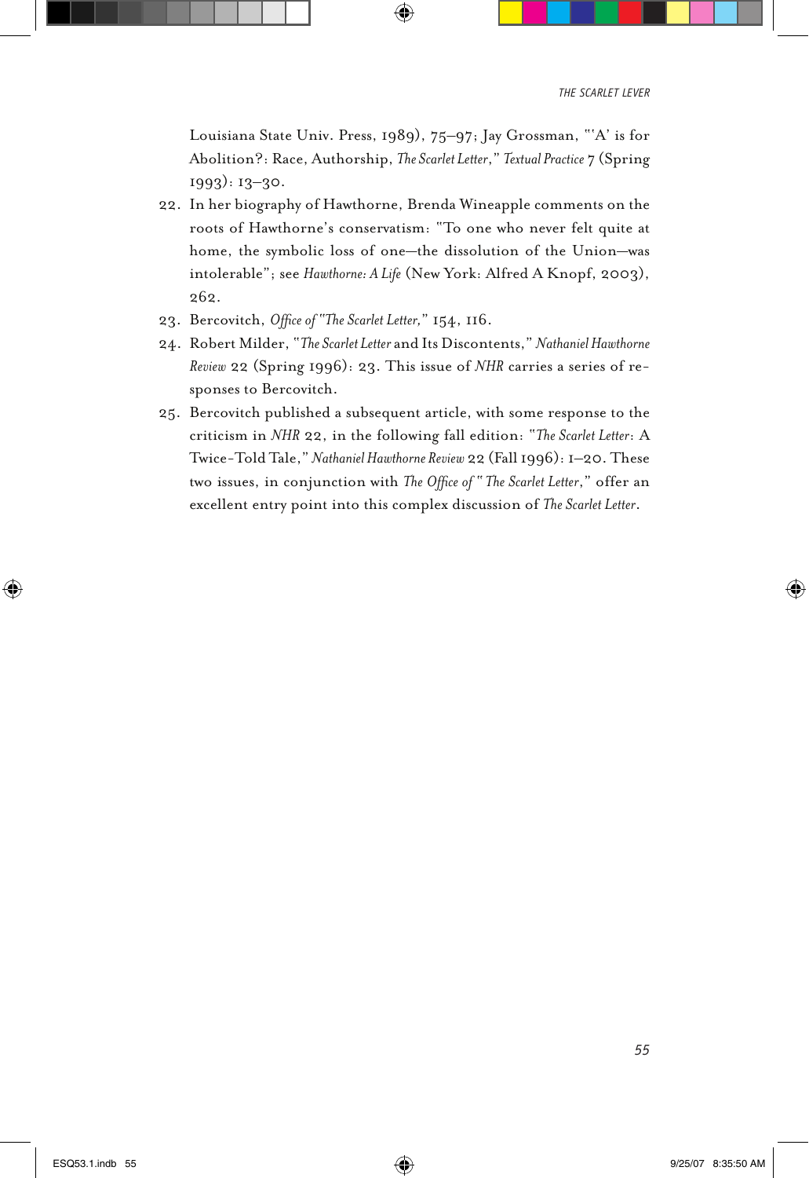Louisiana State Univ. Press, 1989), 75–97; Jay Grossman, "'A' is for Abolition?: Race, Authorship, *The Scarlet Letter*," *Textual Practice* 7 (Spring 1993): 13–30.

22. In her biography of Hawthorne, Brenda Wineapple comments on the roots of Hawthorne's conservatism: "To one who never felt quite at home, the symbolic loss of one—the dissolution of the Union—was intolerable"; see *Hawthorne: A Life* (New York: Alfred A Knopf, 2003), 262.
23. Bercovitch, *Office of "The Scarlet Letter,"* 154, 116.
24. Robert Milder, "*The Scarlet Letter* and Its Discontents," *Nathaniel Hawthorne Review* 22 (Spring 1996): 23. This issue of *NHR* carries a series of responses to Bercovitch.
25. Bercovitch published a subsequent article, with some response to the criticism in *NHR* 22, in the following fall edition: "*The Scarlet Letter*: A Twice-Told Tale," *Nathaniel Hawthorne Review* 22 (Fall 1996): 1–20. These two issues, in conjunction with *The Office of " The Scarlet Letter*," offer an excellent entry point into this complex discussion of *The Scarlet Letter*.